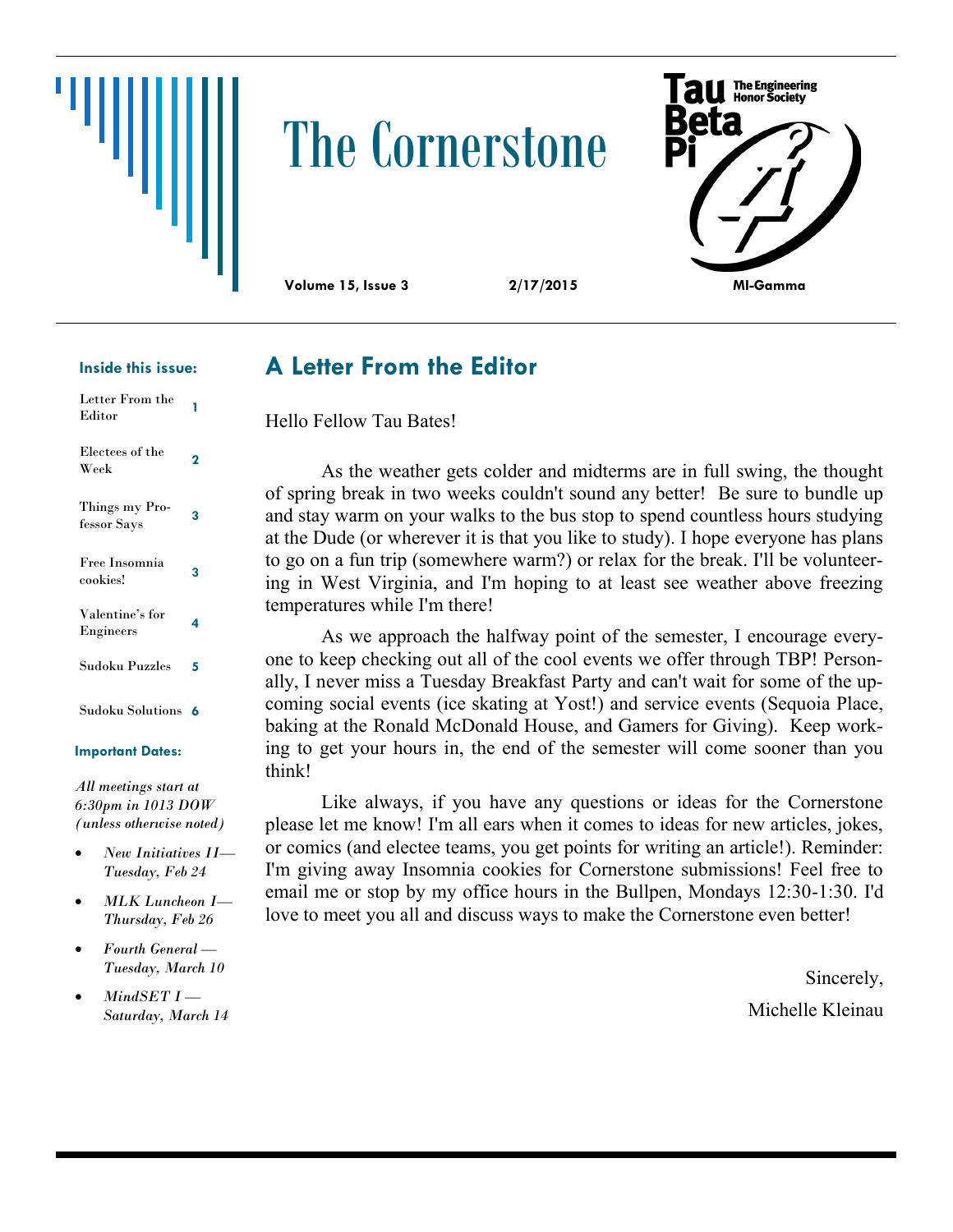# The Cornerstone

Tau Beta Pi — The Engineering Honor Society

**Volume 15, Issue 3** **2/17/2015** **MI-Gamma**

**Inside this issue:**

| | |
|---|---|
| Letter From the Editor | 1 |
| Electees of the Week | 2 |
| Things my Professor Says | 3 |
| Free Insomnia cookies! | 3 |
| Valentine's for Engineers | 4 |
| Sudoku Puzzles | 5 |
| Sudoku Solutions | 6 |

**Important Dates:**

*All meetings start at 6:30pm in 1013 DOW (unless otherwise noted)*

- *New Initiatives II— Tuesday, Feb 24*
- *MLK Luncheon I— Thursday, Feb 26*
- *Fourth General — Tuesday, March 10*
- *MindSET I — Saturday, March 14*

## A Letter From the Editor

Hello Fellow Tau Bates!

As the weather gets colder and midterms are in full swing, the thought of spring break in two weeks couldn't sound any better! Be sure to bundle up and stay warm on your walks to the bus stop to spend countless hours studying at the Dude (or wherever it is that you like to study). I hope everyone has plans to go on a fun trip (somewhere warm?) or relax for the break. I'll be volunteering in West Virginia, and I'm hoping to at least see weather above freezing temperatures while I'm there!

As we approach the halfway point of the semester, I encourage everyone to keep checking out all of the cool events we offer through TBP! Personally, I never miss a Tuesday Breakfast Party and can't wait for some of the upcoming social events (ice skating at Yost!) and service events (Sequoia Place, baking at the Ronald McDonald House, and Gamers for Giving). Keep working to get your hours in, the end of the semester will come sooner than you think!

Like always, if you have any questions or ideas for the Cornerstone please let me know! I'm all ears when it comes to ideas for new articles, jokes, or comics (and electee teams, you get points for writing an article!). Reminder: I'm giving away Insomnia cookies for Cornerstone submissions! Feel free to email me or stop by my office hours in the Bullpen, Mondays 12:30-1:30. I'd love to meet you all and discuss ways to make the Cornerstone even better!

Sincerely,

Michelle Kleinau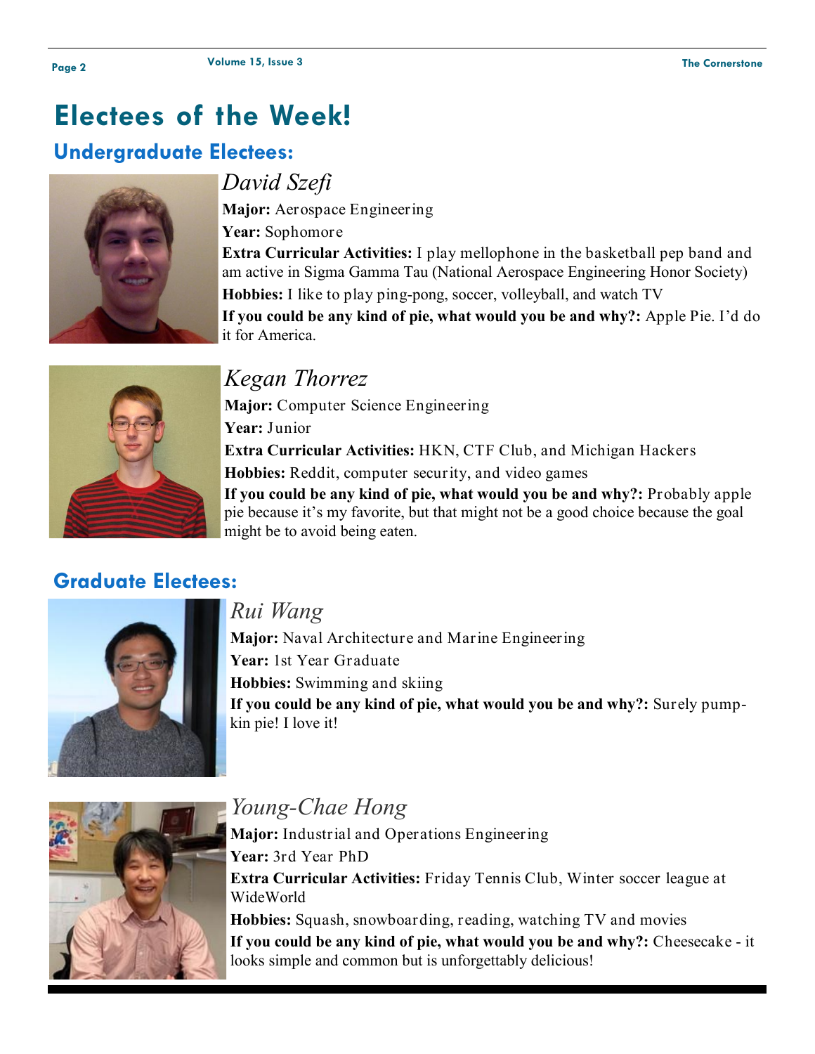# Electees of the Week!

## Undergraduate Electees:

### *David Szefi*

**Major:** Aerospace Engineering

**Year:** Sophomore

**Extra Curricular Activities:** I play mellophone in the basketball pep band and am active in Sigma Gamma Tau (National Aerospace Engineering Honor Society)

**Hobbies:** I like to play ping-pong, soccer, volleyball, and watch TV

**If you could be any kind of pie, what would you be and why?:** Apple Pie. I'd do it for America.

### *Kegan Thorrez*

**Major:** Computer Science Engineering

**Year:** Junior

**Extra Curricular Activities:** HKN, CTF Club, and Michigan Hackers

**Hobbies:** Reddit, computer security, and video games

**If you could be any kind of pie, what would you be and why?:** Probably apple pie because it's my favorite, but that might not be a good choice because the goal might be to avoid being eaten.

## Graduate Electees:

### *Rui Wang*

**Major:** Naval Architecture and Marine Engineering

**Year:** 1st Year Graduate

**Hobbies:** Swimming and skiing

**If you could be any kind of pie, what would you be and why?:** Surely pumpkin pie! I love it!

### *Young-Chae Hong*

**Major:** Industrial and Operations Engineering

**Year:** 3rd Year PhD

**Extra Curricular Activities:** Friday Tennis Club, Winter soccer league at WideWorld

**Hobbies:** Squash, snowboarding, reading, watching TV and movies

**If you could be any kind of pie, what would you be and why?:** Cheesecake - it looks simple and common but is unforgettably delicious!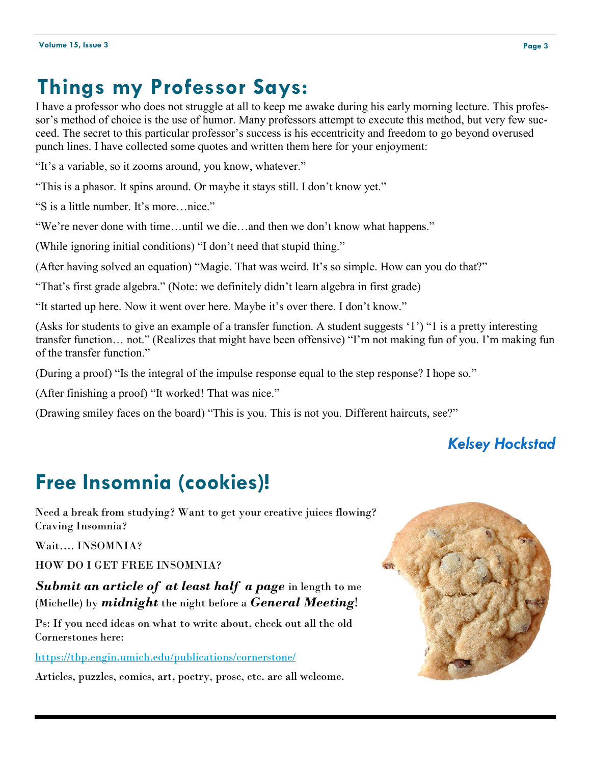## Things my Professor Says:

I have a professor who does not struggle at all to keep me awake during his early morning lecture. This professor's method of choice is the use of humor. Many professors attempt to execute this method, but very few succeed. The secret to this particular professor's success is his eccentricity and freedom to go beyond overused punch lines. I have collected some quotes and written them here for your enjoyment:

"It's a variable, so it zooms around, you know, whatever."

"This is a phasor. It spins around. Or maybe it stays still. I don't know yet."

"S is a little number. It's more…nice."

"We're never done with time…until we die…and then we don't know what happens."

(While ignoring initial conditions) "I don't need that stupid thing."

(After having solved an equation) "Magic. That was weird. It's so simple. How can you do that?"

"That's first grade algebra." (Note: we definitely didn't learn algebra in first grade)

"It started up here. Now it went over here. Maybe it's over there. I don't know."

(Asks for students to give an example of a transfer function. A student suggests '1') "1 is a pretty interesting transfer function… not." (Realizes that might have been offensive) "I'm not making fun of you. I'm making fun of the transfer function."

(During a proof) "Is the integral of the impulse response equal to the step response? I hope so."

(After finishing a proof) "It worked! That was nice."

(Drawing smiley faces on the board) "This is you. This is not you. Different haircuts, see?"

***Kelsey Hockstad***

## Free Insomnia (cookies)!

Need a break from studying? Want to get your creative juices flowing? Craving Insomnia?

Wait…. INSOMNIA?

HOW DO I GET FREE INSOMNIA?

***Submit an article of at least half a page*** in length to me (Michelle) by ***midnight*** the night before a ***General Meeting***!

Ps: If you need ideas on what to write about, check out all the old Cornerstones here:

https://tbp.engin.umich.edu/publications/cornerstone/

Articles, puzzles, comics, art, poetry, prose, etc. are all welcome.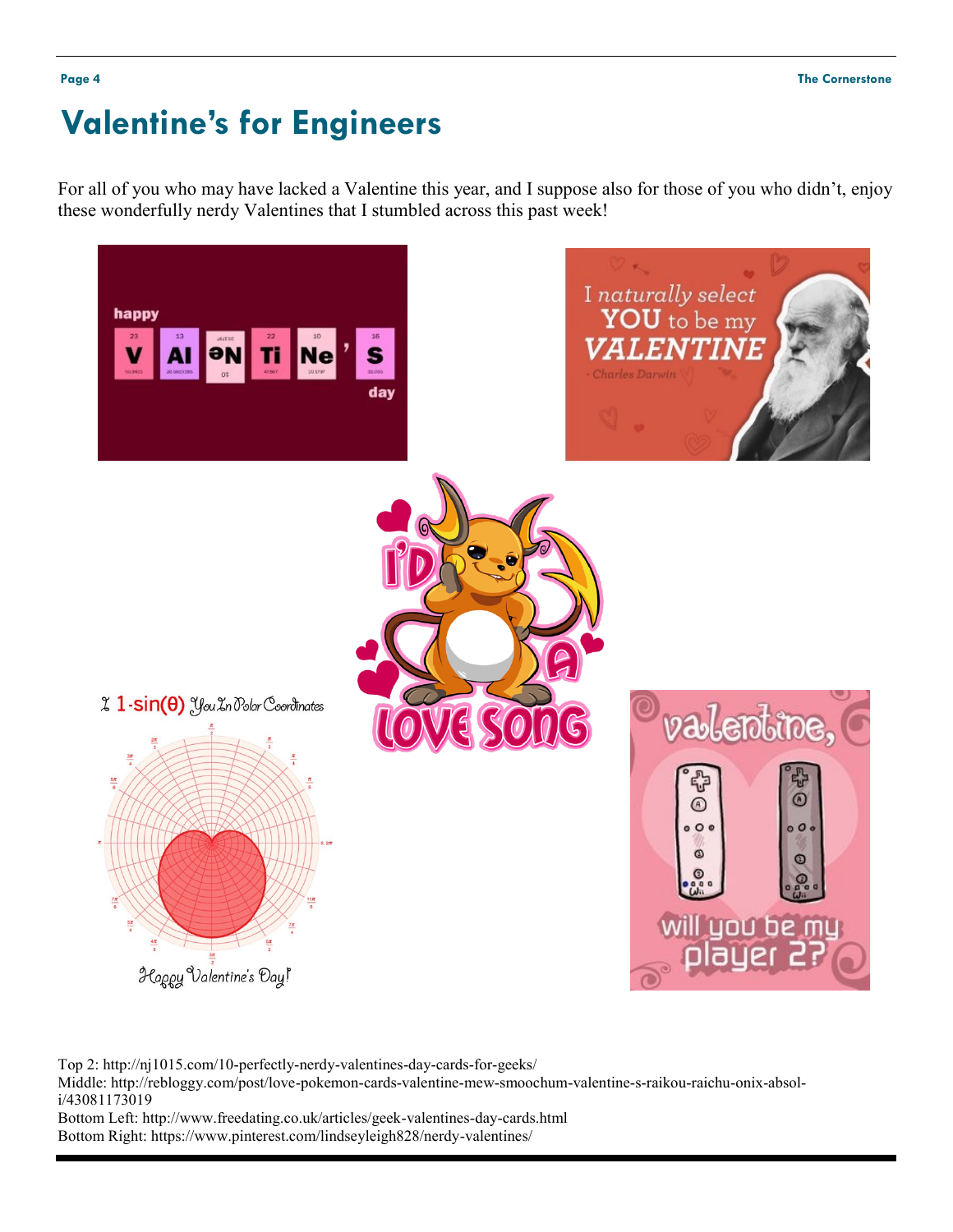# Valentine's for Engineers

For all of you who may have lacked a Valentine this year, and I suppose also for those of you who didn't, enjoy these wonderfully nerdy Valentines that I stumbled across this past week!

Top 2: http://nj1015.com/10-perfectly-nerdy-valentines-day-cards-for-geeks/
Middle: http://rebloggy.com/post/love-pokemon-cards-valentine-mew-smoochum-valentine-s-raikou-raichu-onix-absol-i/43081173019
Bottom Left: http://www.freedating.co.uk/articles/geek-valentines-day-cards.html
Bottom Right: https://www.pinterest.com/lindseyleigh828/nerdy-valentines/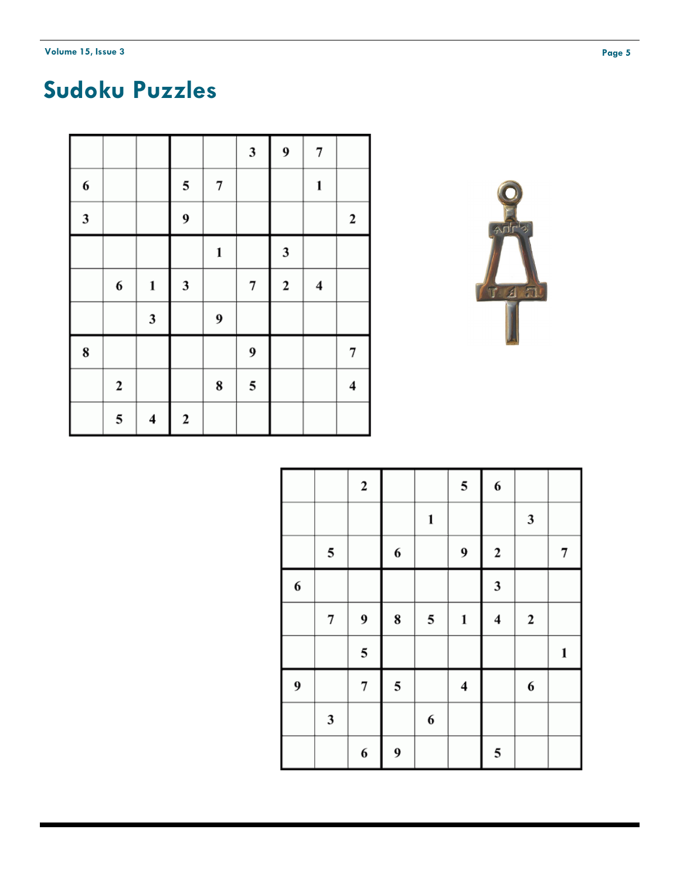# Sudoku Puzzles

|   |   |   |   |   |   |   |   |   |
|---|---|---|---|---|---|---|---|---|
|   |   |   |   |   | 3 | 9 | 7 |   |
| 6 |   |   | 5 | 7 |   |   | 1 |   |
| 3 |   |   | 9 |   |   |   |   | 2 |
|   |   |   |   | 1 |   | 3 |   |   |
|   | 6 | 1 | 3 |   | 7 | 2 | 4 |   |
|   |   | 3 |   | 9 |   |   |   |   |
| 8 |   |   |   |   | 9 |   |   | 7 |
|   | 2 |   |   | 8 | 5 |   |   | 4 |
|   | 5 | 4 | 2 |   |   |   |   |   |

|   |   |   |   |   |   |   |   |   |
|---|---|---|---|---|---|---|---|---|
|   |   | 2 |   |   | 5 | 6 |   |   |
|   |   |   |   | 1 |   |   | 3 |   |
|   | 5 |   | 6 |   | 9 | 2 |   | 7 |
| 6 |   |   |   |   |   | 3 |   |   |
|   | 7 | 9 | 8 | 5 | 1 | 4 | 2 |   |
|   |   | 5 |   |   |   |   |   | 1 |
| 9 |   | 7 | 5 |   | 4 |   | 6 |   |
|   | 3 |   |   | 6 |   |   |   |   |
|   |   | 6 | 9 |   |   | 5 |   |   |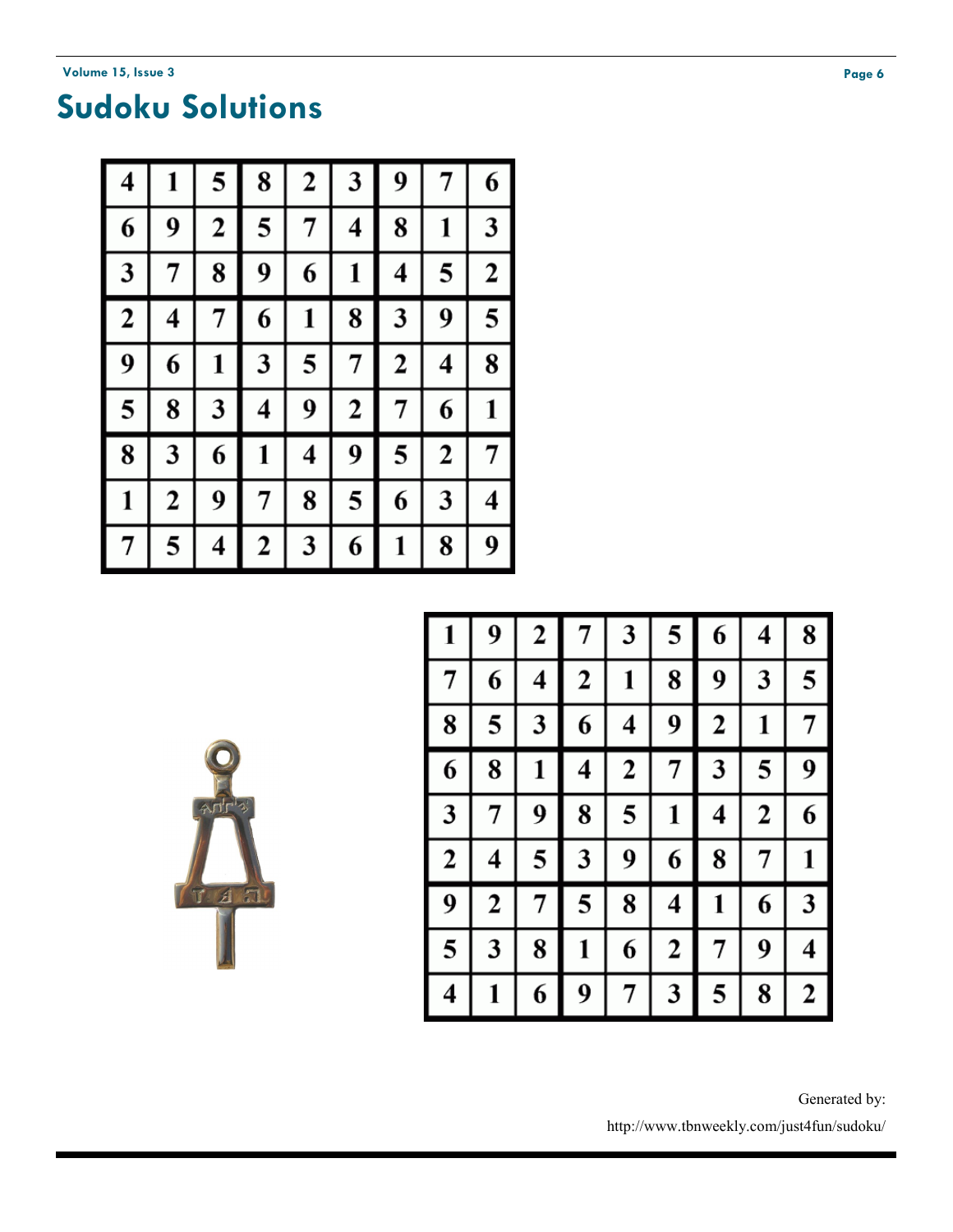# Sudoku Solutions

| | | | | | | | | |
|---|---|---|---|---|---|---|---|---|
| 4 | 1 | 5 | 8 | 2 | 3 | 9 | 7 | 6 |
| 6 | 9 | 2 | 5 | 7 | 4 | 8 | 1 | 3 |
| 3 | 7 | 8 | 9 | 6 | 1 | 4 | 5 | 2 |
| 2 | 4 | 7 | 6 | 1 | 8 | 3 | 9 | 5 |
| 9 | 6 | 1 | 3 | 5 | 7 | 2 | 4 | 8 |
| 5 | 8 | 3 | 4 | 9 | 2 | 7 | 6 | 1 |
| 8 | 3 | 6 | 1 | 4 | 9 | 5 | 2 | 7 |
| 1 | 2 | 9 | 7 | 8 | 5 | 6 | 3 | 4 |
| 7 | 5 | 4 | 2 | 3 | 6 | 1 | 8 | 9 |

| | | | | | | | | |
|---|---|---|---|---|---|---|---|---|
| 1 | 9 | 2 | 7 | 3 | 5 | 6 | 4 | 8 |
| 7 | 6 | 4 | 2 | 1 | 8 | 9 | 3 | 5 |
| 8 | 5 | 3 | 6 | 4 | 9 | 2 | 1 | 7 |
| 6 | 8 | 1 | 4 | 2 | 7 | 3 | 5 | 9 |
| 3 | 7 | 9 | 8 | 5 | 1 | 4 | 2 | 6 |
| 2 | 4 | 5 | 3 | 9 | 6 | 8 | 7 | 1 |
| 9 | 2 | 7 | 5 | 8 | 4 | 1 | 6 | 3 |
| 5 | 3 | 8 | 1 | 6 | 2 | 7 | 9 | 4 |
| 4 | 1 | 6 | 9 | 7 | 3 | 5 | 8 | 2 |

Generated by:

http://www.tbnweekly.com/just4fun/sudoku/